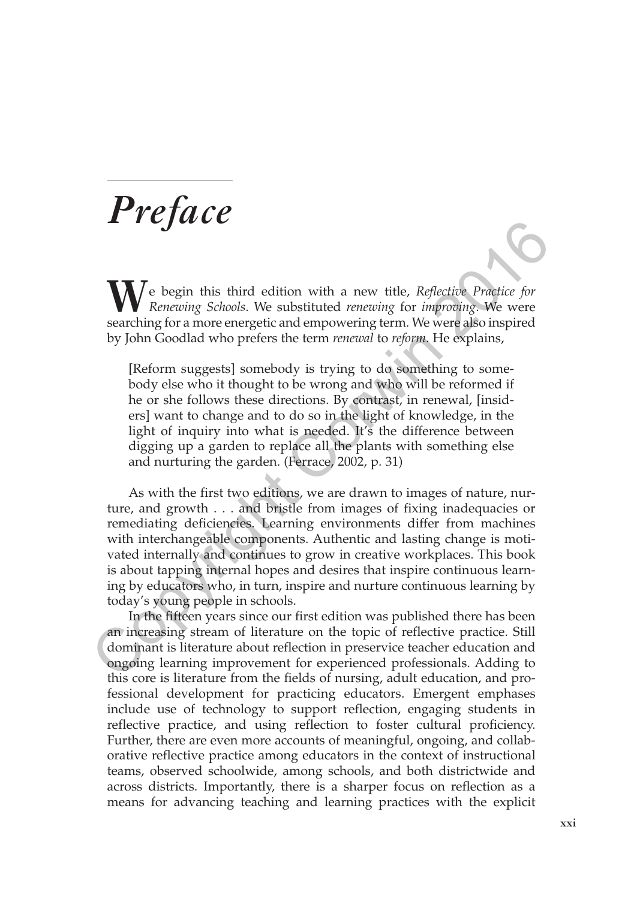# *Preface*

We begin this third edition with a new title, *Reflective Practice for Renewing Schools*. We substituted *renewing* for *improving*. We were searching for a more energetic and empowering term. We were also inspired by John Goodlad who prefers the term *renewal* to *reform*. He explains,

> [Reform suggests] somebody is trying to do something to somebody else who it thought to be wrong and who will be reformed if he or she follows these directions. By contrast, in renewal, [insiders] want to change and to do so in the light of knowledge, in the light of inquiry into what is needed. It's the difference between digging up a garden to replace all the plants with something else and nurturing the garden. (Ferrace, 2002, p. 31)

As with the first two editions, we are drawn to images of nature, nurture, and growth . . . and bristle from images of fixing inadequacies or remediating deficiencies. Learning environments differ from machines with interchangeable components. Authentic and lasting change is motivated internally and continues to grow in creative workplaces. This book is about tapping internal hopes and desires that inspire continuous learning by educators who, in turn, inspire and nurture continuous learning by today's young people in schools.

In the fifteen years since our first edition was published there has been an increasing stream of literature on the topic of reflective practice. Still dominant is literature about reflection in preservice teacher education and ongoing learning improvement for experienced professionals. Adding to this core is literature from the fields of nursing, adult education, and professional development for practicing educators. Emergent emphases include use of technology to support reflection, engaging students in reflective practice, and using reflection to foster cultural proficiency. Further, there are even more accounts of meaningful, ongoing, and collaborative reflective practice among educators in the context of instructional teams, observed schoolwide, among schools, and both districtwide and across districts. Importantly, there is a sharper focus on reflection as a means for advancing teaching and learning practices with the explicit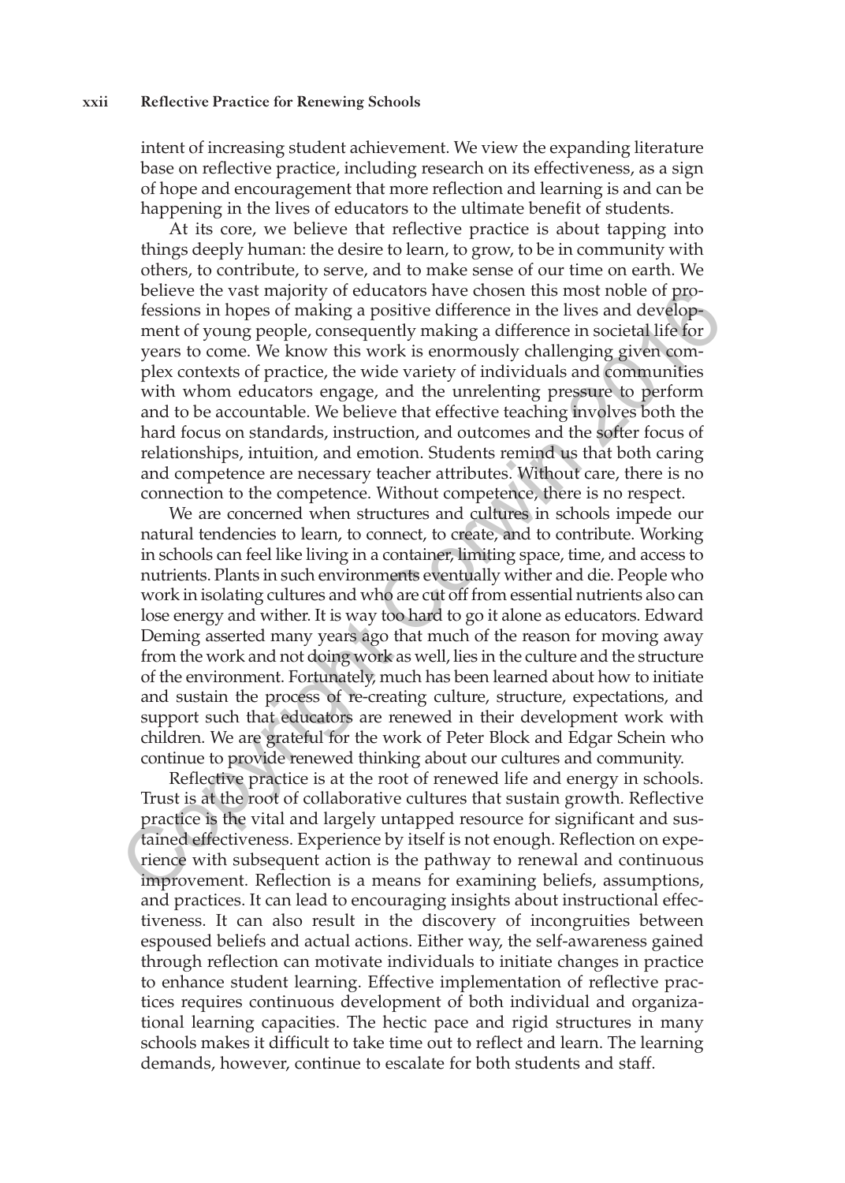intent of increasing student achievement. We view the expanding literature base on reflective practice, including research on its effectiveness, as a sign of hope and encouragement that more reflection and learning is and can be happening in the lives of educators to the ultimate benefit of students.

At its core, we believe that reflective practice is about tapping into things deeply human: the desire to learn, to grow, to be in community with others, to contribute, to serve, and to make sense of our time on earth. We believe the vast majority of educators have chosen this most noble of professions in hopes of making a positive difference in the lives and development of young people, consequently making a difference in societal life for years to come. We know this work is enormously challenging given complex contexts of practice, the wide variety of individuals and communities with whom educators engage, and the unrelenting pressure to perform and to be accountable. We believe that effective teaching involves both the hard focus on standards, instruction, and outcomes and the softer focus of relationships, intuition, and emotion. Students remind us that both caring and competence are necessary teacher attributes. Without care, there is no connection to the competence. Without competence, there is no respect.

We are concerned when structures and cultures in schools impede our natural tendencies to learn, to connect, to create, and to contribute. Working in schools can feel like living in a container, limiting space, time, and access to nutrients. Plants in such environments eventually wither and die. People who work in isolating cultures and who are cut off from essential nutrients also can lose energy and wither. It is way too hard to go it alone as educators. Edward Deming asserted many years ago that much of the reason for moving away from the work and not doing work as well, lies in the culture and the structure of the environment. Fortunately, much has been learned about how to initiate and sustain the process of re-creating culture, structure, expectations, and support such that educators are renewed in their development work with children. We are grateful for the work of Peter Block and Edgar Schein who continue to provide renewed thinking about our cultures and community.

Reflective practice is at the root of renewed life and energy in schools. Trust is at the root of collaborative cultures that sustain growth. Reflective practice is the vital and largely untapped resource for significant and sustained effectiveness. Experience by itself is not enough. Reflection on experience with subsequent action is the pathway to renewal and continuous improvement. Reflection is a means for examining beliefs, assumptions, and practices. It can lead to encouraging insights about instructional effectiveness. It can also result in the discovery of incongruities between espoused beliefs and actual actions. Either way, the self-awareness gained through reflection can motivate individuals to initiate changes in practice to enhance student learning. Effective implementation of reflective practices requires continuous development of both individual and organizational learning capacities. The hectic pace and rigid structures in many schools makes it difficult to take time out to reflect and learn. The learning demands, however, continue to escalate for both students and staff.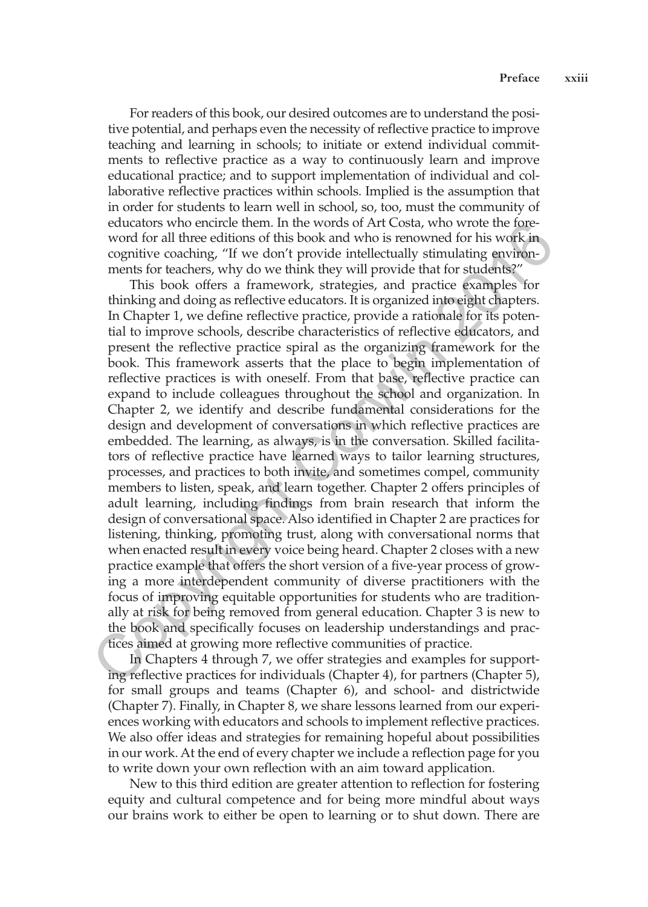For readers of this book, our desired outcomes are to understand the positive potential, and perhaps even the necessity of reflective practice to improve teaching and learning in schools; to initiate or extend individual commitments to reflective practice as a way to continuously learn and improve educational practice; and to support implementation of individual and collaborative reflective practices within schools. Implied is the assumption that in order for students to learn well in school, so, too, must the community of educators who encircle them. In the words of Art Costa, who wrote the foreword for all three editions of this book and who is renowned for his work in cognitive coaching, "If we don't provide intellectually stimulating environments for teachers, why do we think they will provide that for students?"

This book offers a framework, strategies, and practice examples for thinking and doing as reflective educators. It is organized into eight chapters. In Chapter 1, we define reflective practice, provide a rationale for its potential to improve schools, describe characteristics of reflective educators, and present the reflective practice spiral as the organizing framework for the book. This framework asserts that the place to begin implementation of reflective practices is with oneself. From that base, reflective practice can expand to include colleagues throughout the school and organization. In Chapter 2, we identify and describe fundamental considerations for the design and development of conversations in which reflective practices are embedded. The learning, as always, is in the conversation. Skilled facilitators of reflective practice have learned ways to tailor learning structures, processes, and practices to both invite, and sometimes compel, community members to listen, speak, and learn together. Chapter 2 offers principles of adult learning, including findings from brain research that inform the design of conversational space. Also identified in Chapter 2 are practices for listening, thinking, promoting trust, along with conversational norms that when enacted result in every voice being heard. Chapter 2 closes with a new practice example that offers the short version of a five-year process of growing a more interdependent community of diverse practitioners with the focus of improving equitable opportunities for students who are traditionally at risk for being removed from general education. Chapter 3 is new to the book and specifically focuses on leadership understandings and practices aimed at growing more reflective communities of practice.

In Chapters 4 through 7, we offer strategies and examples for supporting reflective practices for individuals (Chapter 4), for partners (Chapter 5), for small groups and teams (Chapter 6), and school- and districtwide (Chapter 7). Finally, in Chapter 8, we share lessons learned from our experiences working with educators and schools to implement reflective practices. We also offer ideas and strategies for remaining hopeful about possibilities in our work. At the end of every chapter we include a reflection page for you to write down your own reflection with an aim toward application.

New to this third edition are greater attention to reflection for fostering equity and cultural competence and for being more mindful about ways our brains work to either be open to learning or to shut down. There are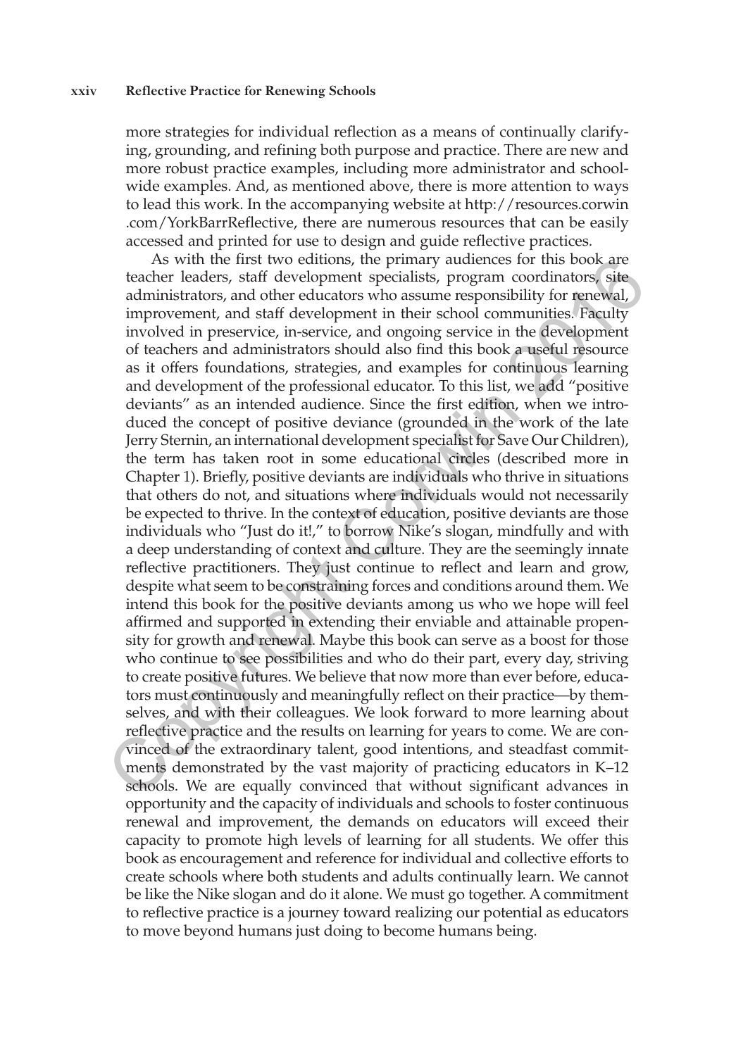more strategies for individual reflection as a means of continually clarifying, grounding, and refining both purpose and practice. There are new and more robust practice examples, including more administrator and schoolwide examples. And, as mentioned above, there is more attention to ways to lead this work. In the accompanying website at http://resources.corwin.com/YorkBarrReflective, there are numerous resources that can be easily accessed and printed for use to design and guide reflective practices.

As with the first two editions, the primary audiences for this book are teacher leaders, staff development specialists, program coordinators, site administrators, and other educators who assume responsibility for renewal, improvement, and staff development in their school communities. Faculty involved in preservice, in-service, and ongoing service in the development of teachers and administrators should also find this book a useful resource as it offers foundations, strategies, and examples for continuous learning and development of the professional educator. To this list, we add "positive deviants" as an intended audience. Since the first edition, when we introduced the concept of positive deviance (grounded in the work of the late Jerry Sternin, an international development specialist for Save Our Children), the term has taken root in some educational circles (described more in Chapter 1). Briefly, positive deviants are individuals who thrive in situations that others do not, and situations where individuals would not necessarily be expected to thrive. In the context of education, positive deviants are those individuals who "Just do it!," to borrow Nike's slogan, mindfully and with a deep understanding of context and culture. They are the seemingly innate reflective practitioners. They just continue to reflect and learn and grow, despite what seem to be constraining forces and conditions around them. We intend this book for the positive deviants among us who we hope will feel affirmed and supported in extending their enviable and attainable propensity for growth and renewal. Maybe this book can serve as a boost for those who continue to see possibilities and who do their part, every day, striving to create positive futures. We believe that now more than ever before, educators must continuously and meaningfully reflect on their practice—by themselves, and with their colleagues. We look forward to more learning about reflective practice and the results on learning for years to come. We are convinced of the extraordinary talent, good intentions, and steadfast commitments demonstrated by the vast majority of practicing educators in K–12 schools. We are equally convinced that without significant advances in opportunity and the capacity of individuals and schools to foster continuous renewal and improvement, the demands on educators will exceed their capacity to promote high levels of learning for all students. We offer this book as encouragement and reference for individual and collective efforts to create schools where both students and adults continually learn. We cannot be like the Nike slogan and do it alone. We must go together. A commitment to reflective practice is a journey toward realizing our potential as educators to move beyond humans just doing to become humans being.